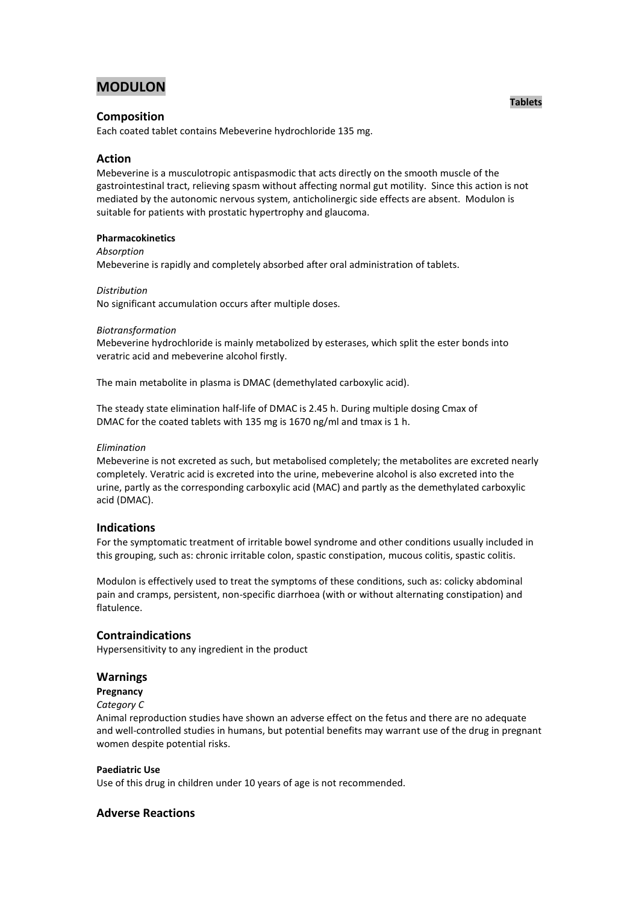# MODULON

**Tablets**

## Composition

Each coated tablet contains Mebeverine hydrochloride 135 mg.

## Action

Mebeverine is a musculotropic antispasmodic that acts directly on the smooth muscle of the gastrointestinal tract, relieving spasm without affecting normal gut motility. Since this action is not mediated by the autonomic nervous system, anticholinergic side effects are absent. Modulon is suitable for patients with prostatic hypertrophy and glaucoma.

### Pharmacokinetics

*Absorption*

Mebeverine is rapidly and completely absorbed after oral administration of tablets.

*Distribution*

No significant accumulation occurs after multiple doses.

*Biotransformation*

Mebeverine hydrochloride is mainly metabolized by esterases, which split the ester bonds into veratric acid and mebeverine alcohol firstly.

The main metabolite in plasma is DMAC (demethylated carboxylic acid).

The steady state elimination half-life of DMAC is 2.45 h. During multiple dosing $C_{max}$ of DMAC for the coated tablets with 135 mg is 1670 ng/ml and $t_{max}$ is 1 h.

*Elimination*

Mebeverine is not excreted as such, but metabolised completely; the metabolites are excreted nearly completely. Veratric acid is excreted into the urine, mebeverine alcohol is also excreted into the urine, partly as the corresponding carboxylic acid (MAC) and partly as the demethylated carboxylic acid (DMAC).

## Indications

For the symptomatic treatment of irritable bowel syndrome and other conditions usually included in this grouping, such as: chronic irritable colon, spastic constipation, mucous colitis, spastic colitis.

Modulon is effectively used to treat the symptoms of these conditions, such as: colicky abdominal pain and cramps, persistent, non-specific diarrhoea (with or without alternating constipation) and flatulence.

## Contraindications

Hypersensitivity to any ingredient in the product

## Warnings

### Pregnancy

*Category C*

Animal reproduction studies have shown an adverse effect on the fetus and there are no adequate and well-controlled studies in humans, but potential benefits may warrant use of the drug in pregnant women despite potential risks.

### Paediatric Use

Use of this drug in children under 10 years of age is not recommended.

## Adverse Reactions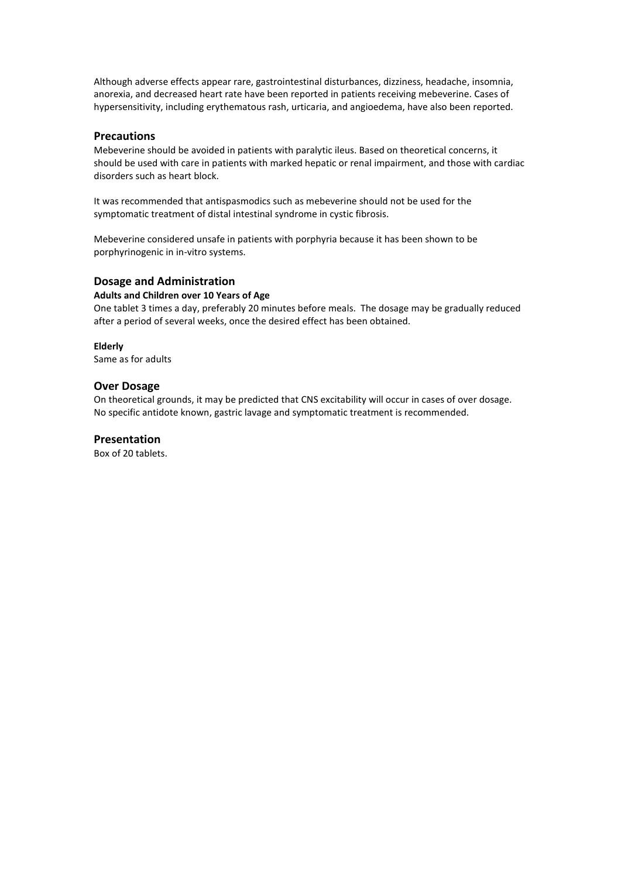Although adverse effects appear rare, gastrointestinal disturbances, dizziness, headache, insomnia, anorexia, and decreased heart rate have been reported in patients receiving mebeverine. Cases of hypersensitivity, including erythematous rash, urticaria, and angioedema, have also been reported.

## Precautions

Mebeverine should be avoided in patients with paralytic ileus. Based on theoretical concerns, it should be used with care in patients with marked hepatic or renal impairment, and those with cardiac disorders such as heart block.

It was recommended that antispasmodics such as mebeverine should not be used for the symptomatic treatment of distal intestinal syndrome in cystic fibrosis.

Mebeverine considered unsafe in patients with porphyria because it has been shown to be porphyrinogenic in in-vitro systems.

## Dosage and Administration

**Adults and Children over 10 Years of Age**

One tablet 3 times a day, preferably 20 minutes before meals. The dosage may be gradually reduced after a period of several weeks, once the desired effect has been obtained.

**Elderly**

Same as for adults

## Over Dosage

On theoretical grounds, it may be predicted that CNS excitability will occur in cases of over dosage. No specific antidote known, gastric lavage and symptomatic treatment is recommended.

## Presentation

Box of 20 tablets.